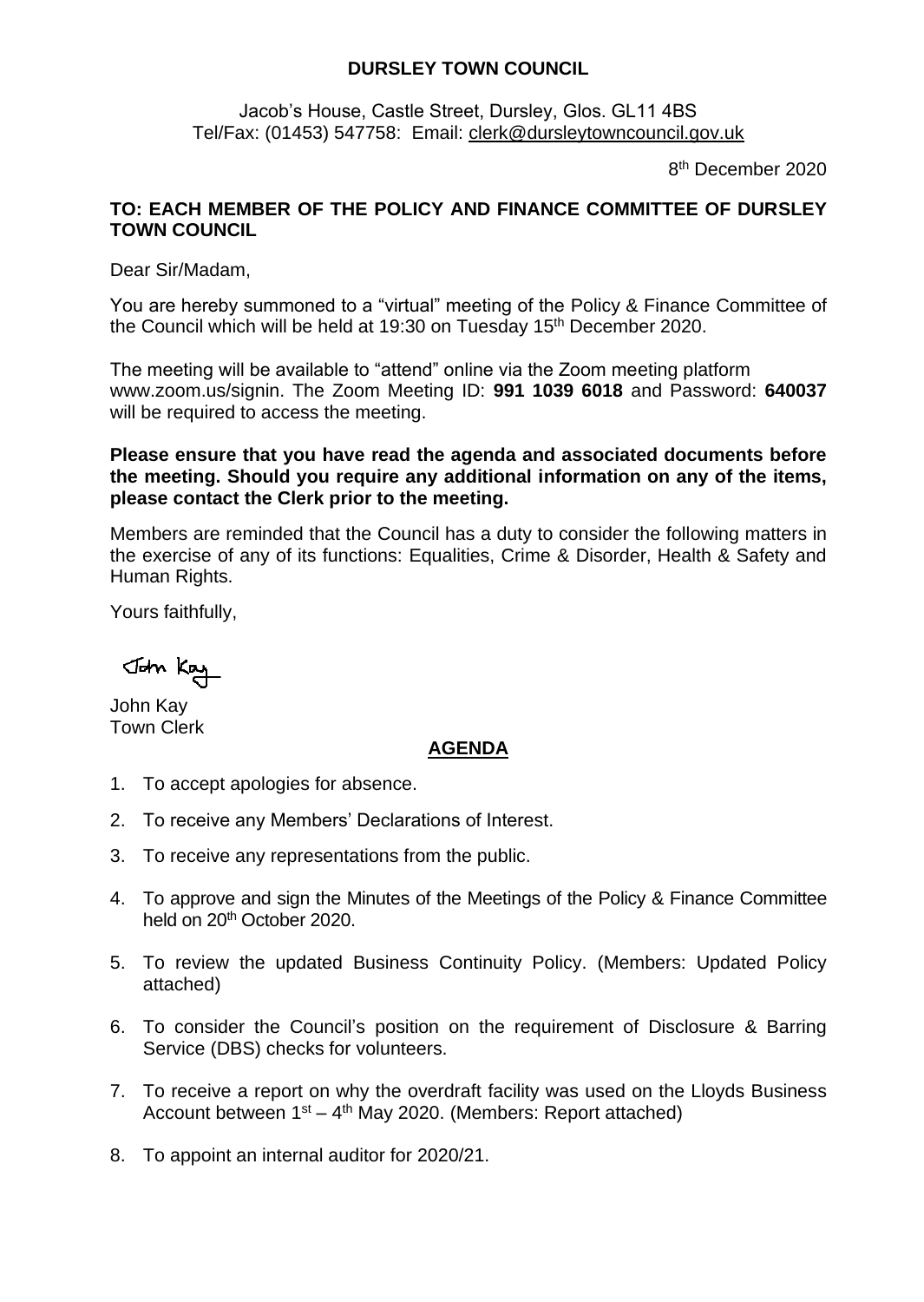**DURSLEY TOWN COUNCIL**

Jacob's House, Castle Street, Dursley, Glos. GL11 4BS
Tel/Fax: (01453) 547758: Email: clerk@dursleytowncouncil.gov.uk

8th December 2020

**TO: EACH MEMBER OF THE POLICY AND FINANCE COMMITTEE OF DURSLEY TOWN COUNCIL**

Dear Sir/Madam,

You are hereby summoned to a "virtual" meeting of the Policy & Finance Committee of the Council which will be held at 19:30 on Tuesday 15th December 2020.

The meeting will be available to "attend" online via the Zoom meeting platform www.zoom.us/signin. The Zoom Meeting ID: **991 1039 6018** and Password: **640037** will be required to access the meeting.

**Please ensure that you have read the agenda and associated documents before the meeting. Should you require any additional information on any of the items, please contact the Clerk prior to the meeting.**

Members are reminded that the Council has a duty to consider the following matters in the exercise of any of its functions: Equalities, Crime & Disorder, Health & Safety and Human Rights.

Yours faithfully,

John Kay

John Kay
Town Clerk

## AGENDA

1. To accept apologies for absence.
2. To receive any Members' Declarations of Interest.
3. To receive any representations from the public.
4. To approve and sign the Minutes of the Meetings of the Policy & Finance Committee held on 20th October 2020.
5. To review the updated Business Continuity Policy. (Members: Updated Policy attached)
6. To consider the Council's position on the requirement of Disclosure & Barring Service (DBS) checks for volunteers.
7. To receive a report on why the overdraft facility was used on the Lloyds Business Account between 1st – 4th May 2020. (Members: Report attached)
8. To appoint an internal auditor for 2020/21.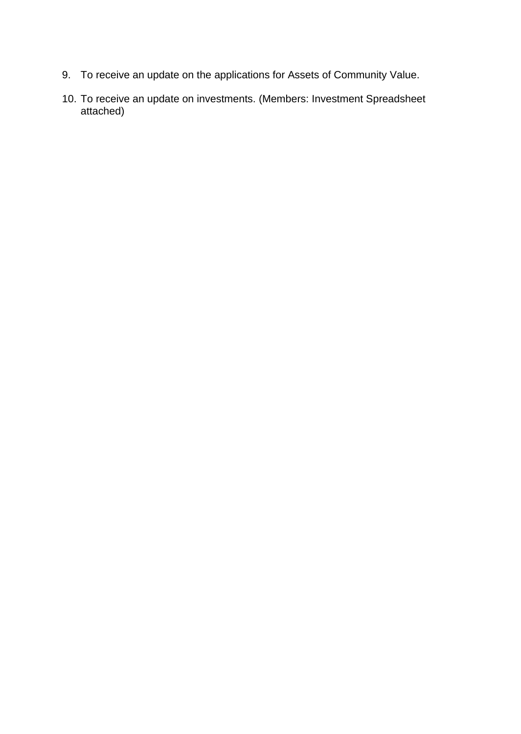9. To receive an update on the applications for Assets of Community Value.

10. To receive an update on investments. (Members: Investment Spreadsheet attached)